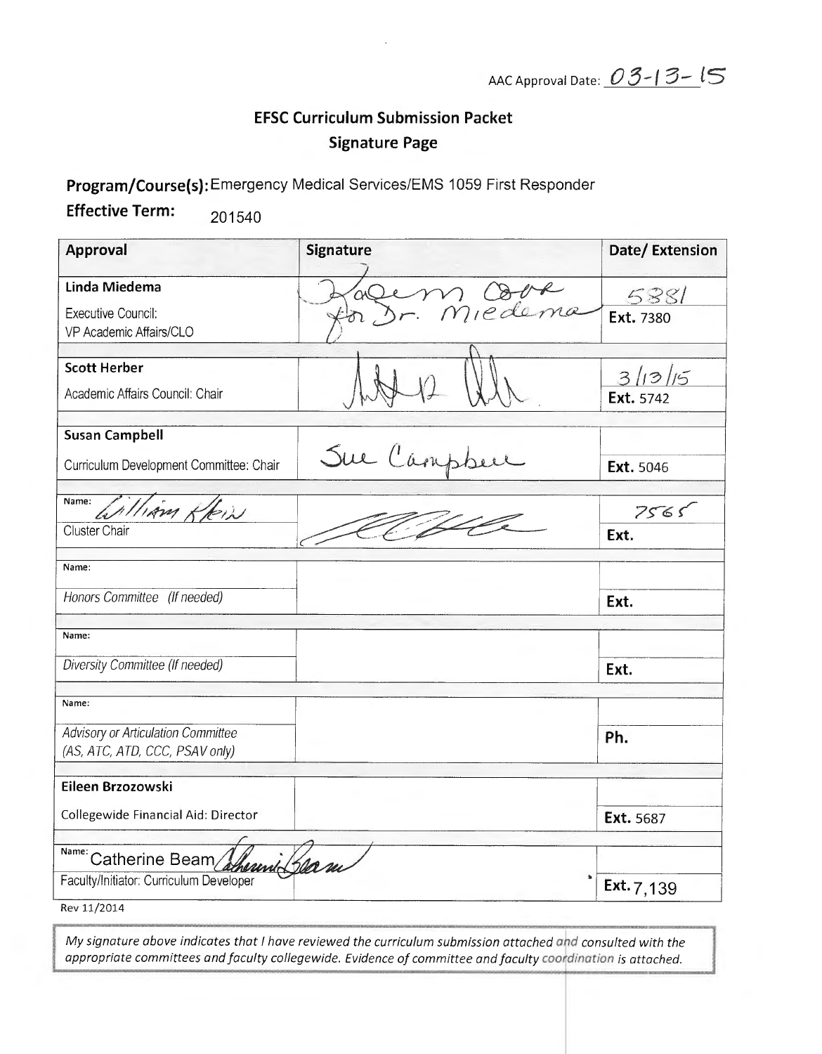AAC Approval Date: 03-13-15

## EFSC Curriculum Submission Packet
## Signature Page

**Program/Course(s):** Emergency Medical Services/EMS 1059 First Responder

**Effective Term:** 201540

| Approval | Signature | Date/ Extension |
|---|---|---|
| **Linda Miedema**<br>Executive Council:<br>VP Academic Affairs/CLO | Karen Cook for Dr. Miedema | 5881<br>**Ext.** 7380 |
| **Scott Herber**<br>Academic Affairs Council: Chair | [signature] | 3/13/15<br>**Ext.** 5742 |
| **Susan Campbell**<br>Curriculum Development Committee: Chair | Sue Campbell | **Ext.** 5046 |
| Name: William Klein<br>Cluster Chair | [signature] | 7565<br>**Ext.** |
| Name:<br>*Honors Committee (If needed)* | | **Ext.** |
| Name:<br>*Diversity Committee (If needed)* | | **Ext.** |
| Name:<br>*Advisory or Articulation Committee (AS, ATC, ATD, CCC, PSAV only)* | | **Ph.** |
| **Eileen Brzozowski**<br>Collegewide Financial Aid: Director | | **Ext.** 5687 |
| Name: Catherine Beam<br>Faculty/Initiator: Curriculum Developer | Catherine Beam | **Ext.** 7,139 |

Rev 11/2014

*My signature above indicates that I have reviewed the curriculum submission attached and consulted with the appropriate committees and faculty collegewide. Evidence of committee and faculty coordination is attached.*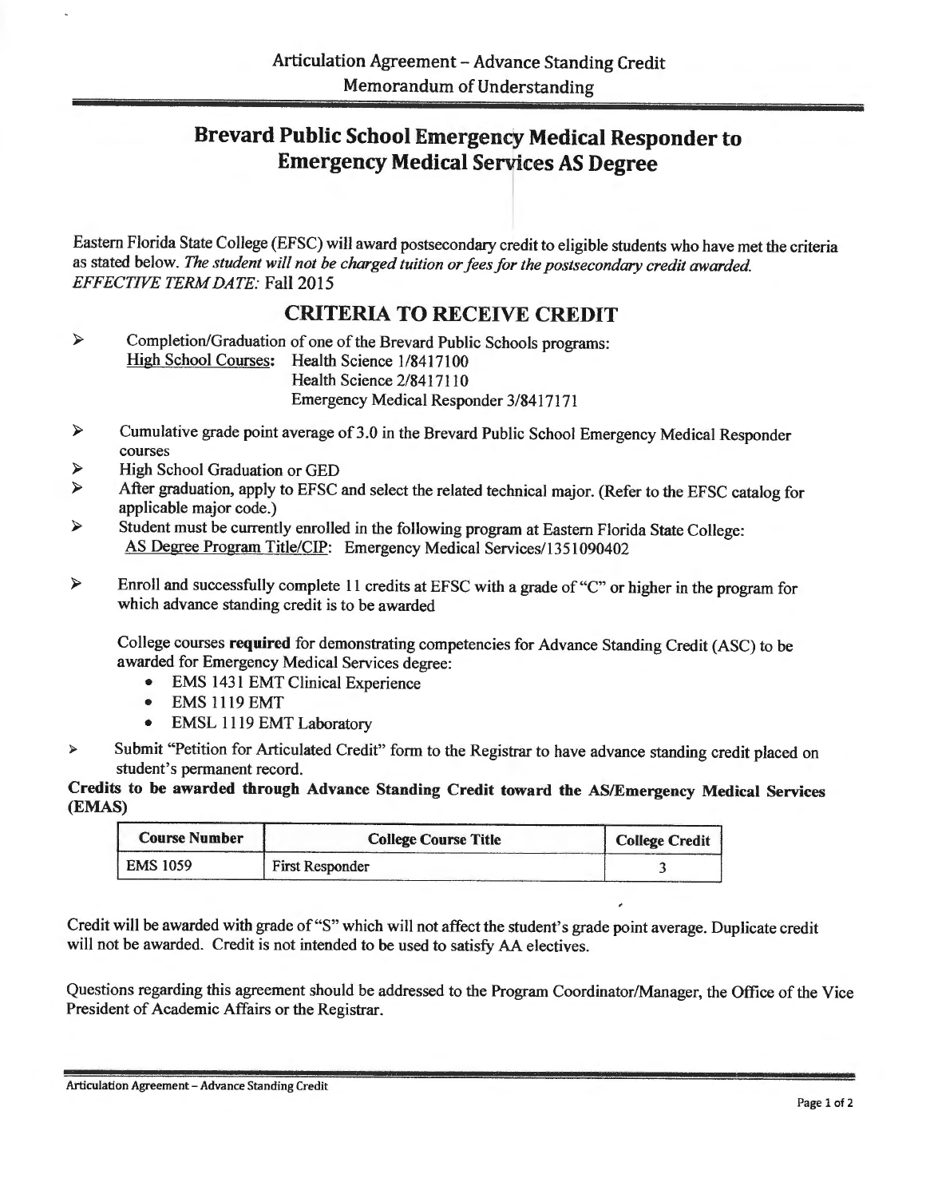Articulation Agreement – Advance Standing Credit
Memorandum of Understanding

# Brevard Public School Emergency Medical Responder to Emergency Medical Services AS Degree

Eastern Florida State College (EFSC) will award postsecondary credit to eligible students who have met the criteria as stated below. *The student will not be charged tuition or fees for the postsecondary credit awarded.*
*EFFECTIVE TERM DATE:* Fall 2015

## CRITERIA TO RECEIVE CREDIT

- Completion/Graduation of one of the Brevard Public Schools programs:
  High School Courses: Health Science 1/8417100
  Health Science 2/8417110
  Emergency Medical Responder 3/8417171
- Cumulative grade point average of 3.0 in the Brevard Public School Emergency Medical Responder courses
- High School Graduation or GED
- After graduation, apply to EFSC and select the related technical major. (Refer to the EFSC catalog for applicable major code.)
- Student must be currently enrolled in the following program at Eastern Florida State College:
  AS Degree Program Title/CIP: Emergency Medical Services/1351090402
- Enroll and successfully complete 11 credits at EFSC with a grade of "C" or higher in the program for which advance standing credit is to be awarded

  College courses **required** for demonstrating competencies for Advance Standing Credit (ASC) to be awarded for Emergency Medical Services degree:
  - EMS 1431 EMT Clinical Experience
  - EMS 1119 EMT
  - EMSL 1119 EMT Laboratory
- Submit "Petition for Articulated Credit" form to the Registrar to have advance standing credit placed on student's permanent record.

**Credits to be awarded through Advance Standing Credit toward the AS/Emergency Medical Services (EMAS)**

| Course Number | College Course Title | College Credit |
|---|---|---|
| EMS 1059 | First Responder | 3 |

Credit will be awarded with grade of "S" which will not affect the student's grade point average. Duplicate credit will not be awarded. Credit is not intended to be used to satisfy AA electives.

Questions regarding this agreement should be addressed to the Program Coordinator/Manager, the Office of the Vice President of Academic Affairs or the Registrar.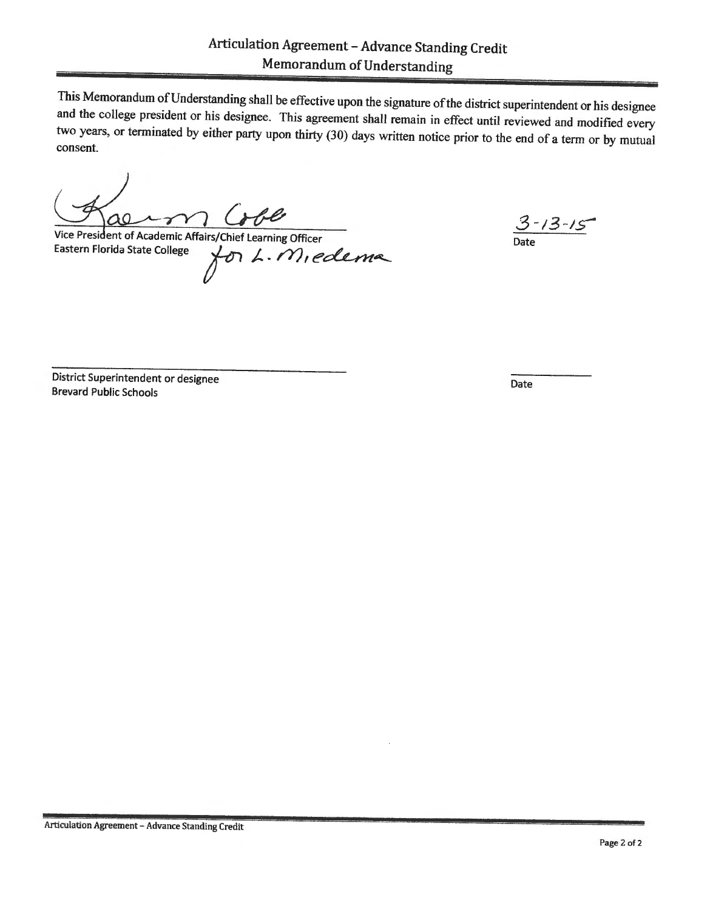## Articulation Agreement – Advance Standing Credit
## Memorandum of Understanding

This Memorandum of Understanding shall be effective upon the signature of the district superintendent or his designee and the college president or his designee. This agreement shall remain in effect until reviewed and modified every two years, or terminated by either party upon thirty (30) days written notice prior to the end of a term or by mutual consent.

Karen M Cobb
Vice President of Academic Affairs/Chief Learning Officer
Eastern Florida State College
for L. Miedema

3-13-15
Date

District Superintendent or designee
Brevard Public Schools

Date